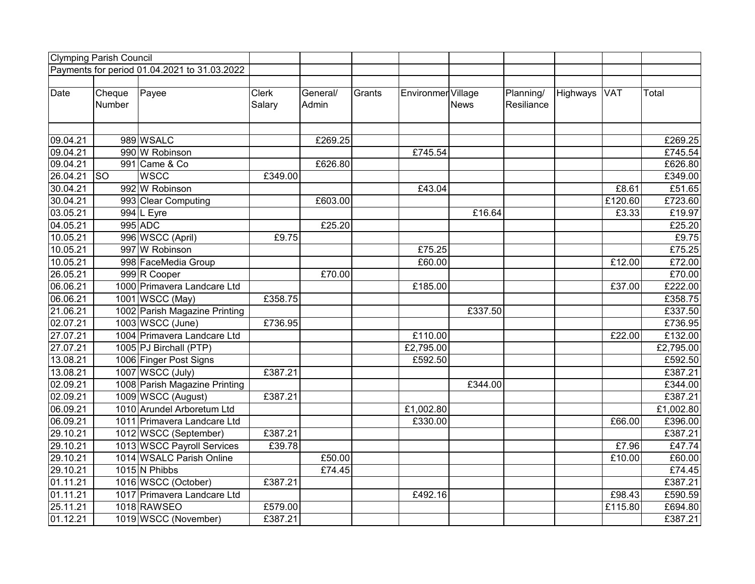| Clymping Parish Council | | | | | | | | | | | |
|---|---|---|---|---|---|---|---|---|---|---|---|
| Payments for period 01.04.2021 to 31.03.2022 | | | | | | | | | | | |
| Date | Cheque Number | Payee | Clerk Salary | General/ Admin | Grants | Environment | Village News | Planning/ Resiliance | Highways | VAT | Total |
| 09.04.21 | 989 | WSALC | | £269.25 | | | | | | | £269.25 |
| 09.04.21 | 990 | W Robinson | | | | £745.54 | | | | | £745.54 |
| 09.04.21 | 991 | Came & Co | | £626.80 | | | | | | | £626.80 |
| 26.04.21 | SO | WSCC | £349.00 | | | | | | | | £349.00 |
| 30.04.21 | 992 | W Robinson | | | | £43.04 | | | | £8.61 | £51.65 |
| 30.04.21 | 993 | Clear Computing | | £603.00 | | | | | | £120.60 | £723.60 |
| 03.05.21 | 994 | L Eyre | | | | | £16.64 | | | £3.33 | £19.97 |
| 04.05.21 | 995 | ADC | | £25.20 | | | | | | | £25.20 |
| 10.05.21 | 996 | WSCC (April) | £9.75 | | | | | | | | £9.75 |
| 10.05.21 | 997 | W Robinson | | | | £75.25 | | | | | £75.25 |
| 10.05.21 | 998 | FaceMedia Group | | | | £60.00 | | | | £12.00 | £72.00 |
| 26.05.21 | 999 | R Cooper | | £70.00 | | | | | | | £70.00 |
| 06.06.21 | 1000 | Primavera Landcare Ltd | | | | £185.00 | | | | £37.00 | £222.00 |
| 06.06.21 | 1001 | WSCC (May) | £358.75 | | | | | | | | £358.75 |
| 21.06.21 | 1002 | Parish Magazine Printing | | | | | £337.50 | | | | £337.50 |
| 02.07.21 | 1003 | WSCC (June) | £736.95 | | | | | | | | £736.95 |
| 27.07.21 | 1004 | Primavera Landcare Ltd | | | | £110.00 | | | | £22.00 | £132.00 |
| 27.07.21 | 1005 | PJ Birchall (PTP) | | | | £2,795.00 | | | | | £2,795.00 |
| 13.08.21 | 1006 | Finger Post Signs | | | | £592.50 | | | | | £592.50 |
| 13.08.21 | 1007 | WSCC (July) | £387.21 | | | | | | | | £387.21 |
| 02.09.21 | 1008 | Parish Magazine Printing | | | | | £344.00 | | | | £344.00 |
| 02.09.21 | 1009 | WSCC (August) | £387.21 | | | | | | | | £387.21 |
| 06.09.21 | 1010 | Arundel Arboretum Ltd | | | | £1,002.80 | | | | | £1,002.80 |
| 06.09.21 | 1011 | Primavera Landcare Ltd | | | | £330.00 | | | | £66.00 | £396.00 |
| 29.10.21 | 1012 | WSCC (September) | £387.21 | | | | | | | | £387.21 |
| 29.10.21 | 1013 | WSCC Payroll Services | £39.78 | | | | | | | £7.96 | £47.74 |
| 29.10.21 | 1014 | WSALC Parish Online | | £50.00 | | | | | | £10.00 | £60.00 |
| 29.10.21 | 1015 | N Phibbs | | £74.45 | | | | | | | £74.45 |
| 01.11.21 | 1016 | WSCC (October) | £387.21 | | | | | | | | £387.21 |
| 01.11.21 | 1017 | Primavera Landcare Ltd | | | | £492.16 | | | | £98.43 | £590.59 |
| 25.11.21 | 1018 | RAWSEO | £579.00 | | | | | | | £115.80 | £694.80 |
| 01.12.21 | 1019 | WSCC (November) | £387.21 | | | | | | | | £387.21 |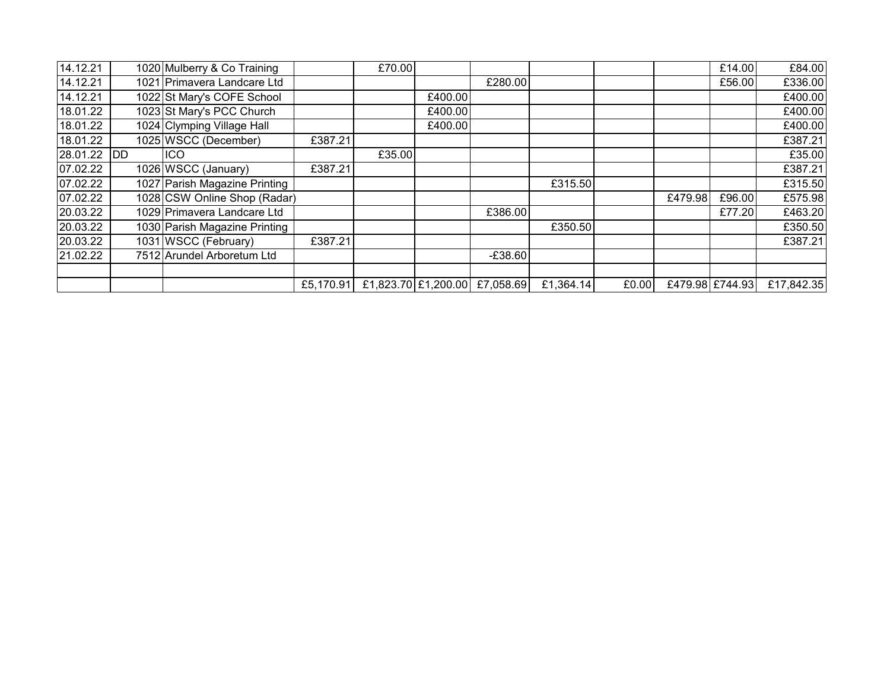| | | | | | | | | | | | |
|---|---|---|---|---|---|---|---|---|---|---|---|
| 14.12.21 | 1020 | Mulberry & Co Training | | £70.00 | | | | | | £14.00 | £84.00 |
| 14.12.21 | 1021 | Primavera Landcare Ltd | | | | £280.00 | | | | £56.00 | £336.00 |
| 14.12.21 | 1022 | St Mary's COFE School | | | £400.00 | | | | | | £400.00 |
| 18.01.22 | 1023 | St Mary's PCC Church | | | £400.00 | | | | | | £400.00 |
| 18.01.22 | 1024 | Clymping Village Hall | | | £400.00 | | | | | | £400.00 |
| 18.01.22 | 1025 | WSCC (December) | £387.21 | | | | | | | | £387.21 |
| 28.01.22 | DD | ICO | | £35.00 | | | | | | | £35.00 |
| 07.02.22 | 1026 | WSCC (January) | £387.21 | | | | | | | | £387.21 |
| 07.02.22 | 1027 | Parish Magazine Printing | | | | | £315.50 | | | | £315.50 |
| 07.02.22 | 1028 | CSW Online Shop (Radar) | | | | | | | £479.98 | £96.00 | £575.98 |
| 20.03.22 | 1029 | Primavera Landcare Ltd | | | | £386.00 | | | | £77.20 | £463.20 |
| 20.03.22 | 1030 | Parish Magazine Printing | | | | | £350.50 | | | | £350.50 |
| 20.03.22 | 1031 | WSCC (February) | £387.21 | | | | | | | | £387.21 |
| 21.02.22 | 7512 | Arundel Arboretum Ltd | | | | -£38.60 | | | | | |
| | | | | | | | | | | | |
| | | | £5,170.91 | £1,823.70 | £1,200.00 | £7,058.69 | £1,364.14 | £0.00 | £479.98 | £744.93 | £17,842.35 |